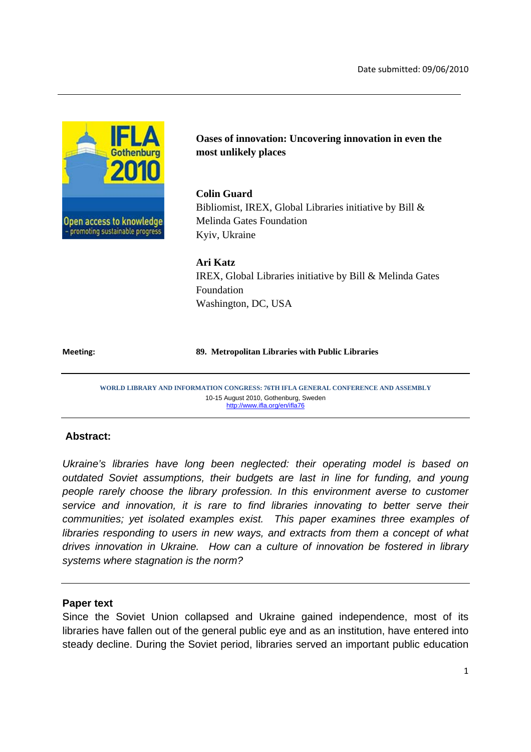Date submitted: 09/06/2010

---

# Oases of innovation: Uncovering innovation in even the most unlikely places

**Colin Guard**
Bibliomist, IREX, Global Libraries initiative by Bill & Melinda Gates Foundation
Kyiv, Ukraine

**Ari Katz**
IREX, Global Libraries initiative by Bill & Melinda Gates Foundation
Washington, DC, USA

**Meeting:** **89. Metropolitan Libraries with Public Libraries**

---

**WORLD LIBRARY AND INFORMATION CONGRESS: 76TH IFLA GENERAL CONFERENCE AND ASSEMBLY**
10-15 August 2010, Gothenburg, Sweden
http://www.ifla.org/en/ifla76

---

## Abstract:

*Ukraine's libraries have long been neglected: their operating model is based on outdated Soviet assumptions, their budgets are last in line for funding, and young people rarely choose the library profession. In this environment averse to customer service and innovation, it is rare to find libraries innovating to better serve their communities; yet isolated examples exist. This paper examines three examples of libraries responding to users in new ways, and extracts from them a concept of what drives innovation in Ukraine. How can a culture of innovation be fostered in library systems where stagnation is the norm?*

---

## Paper text

Since the Soviet Union collapsed and Ukraine gained independence, most of its libraries have fallen out of the general public eye and as an institution, have entered into steady decline. During the Soviet period, libraries served an important public education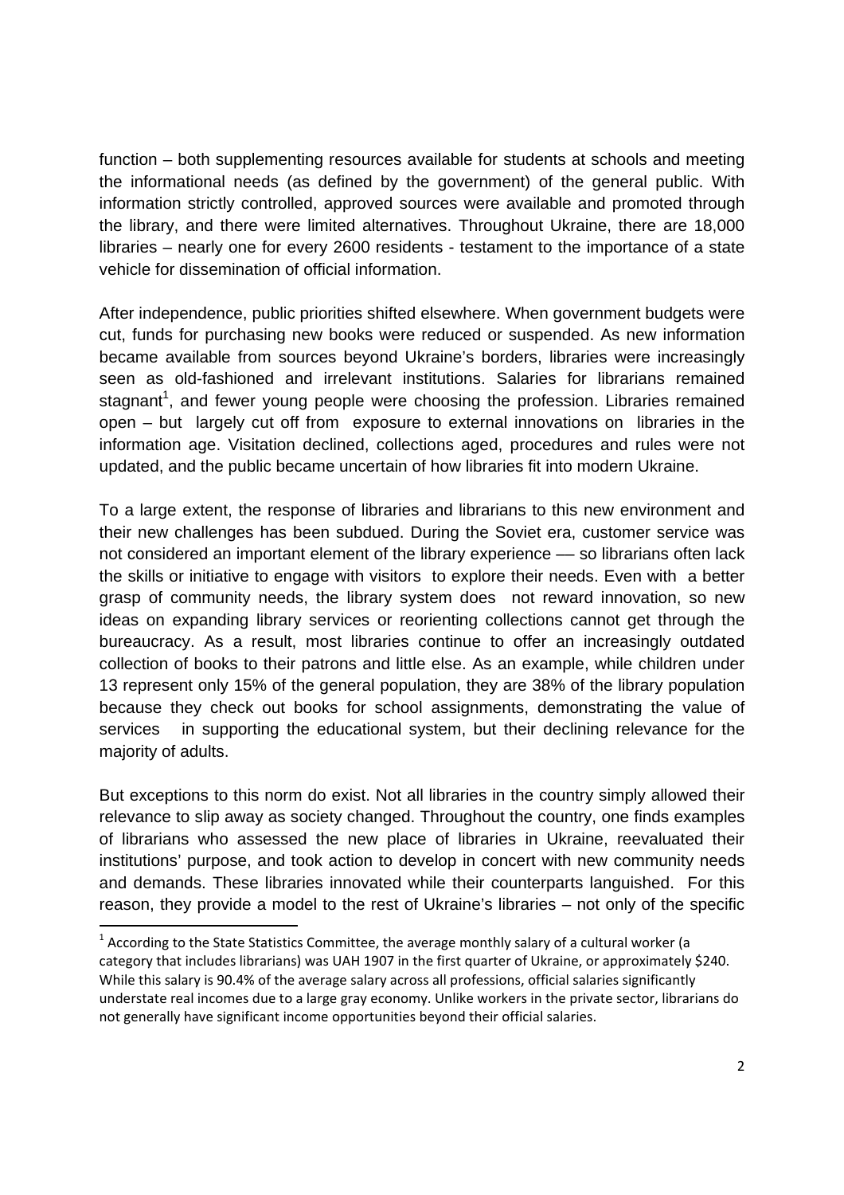function – both supplementing resources available for students at schools and meeting the informational needs (as defined by the government) of the general public. With information strictly controlled, approved sources were available and promoted through the library, and there were limited alternatives. Throughout Ukraine, there are 18,000 libraries – nearly one for every 2600 residents - testament to the importance of a state vehicle for dissemination of official information.

After independence, public priorities shifted elsewhere. When government budgets were cut, funds for purchasing new books were reduced or suspended. As new information became available from sources beyond Ukraine's borders, libraries were increasingly seen as old-fashioned and irrelevant institutions. Salaries for librarians remained stagnant[1], and fewer young people were choosing the profession. Libraries remained open – but largely cut off from exposure to external innovations on libraries in the information age. Visitation declined, collections aged, procedures and rules were not updated, and the public became uncertain of how libraries fit into modern Ukraine.

To a large extent, the response of libraries and librarians to this new environment and their new challenges has been subdued. During the Soviet era, customer service was not considered an important element of the library experience — so librarians often lack the skills or initiative to engage with visitors to explore their needs. Even with a better grasp of community needs, the library system does not reward innovation, so new ideas on expanding library services or reorienting collections cannot get through the bureaucracy. As a result, most libraries continue to offer an increasingly outdated collection of books to their patrons and little else. As an example, while children under 13 represent only 15% of the general population, they are 38% of the library population because they check out books for school assignments, demonstrating the value of services in supporting the educational system, but their declining relevance for the majority of adults.

But exceptions to this norm do exist. Not all libraries in the country simply allowed their relevance to slip away as society changed. Throughout the country, one finds examples of librarians who assessed the new place of libraries in Ukraine, reevaluated their institutions' purpose, and took action to develop in concert with new community needs and demands. These libraries innovated while their counterparts languished. For this reason, they provide a model to the rest of Ukraine's libraries – not only of the specific

[1] According to the State Statistics Committee, the average monthly salary of a cultural worker (a category that includes librarians) was UAH 1907 in the first quarter of Ukraine, or approximately $240. While this salary is 90.4% of the average salary across all professions, official salaries significantly understate real incomes due to a large gray economy. Unlike workers in the private sector, librarians do not generally have significant income opportunities beyond their official salaries.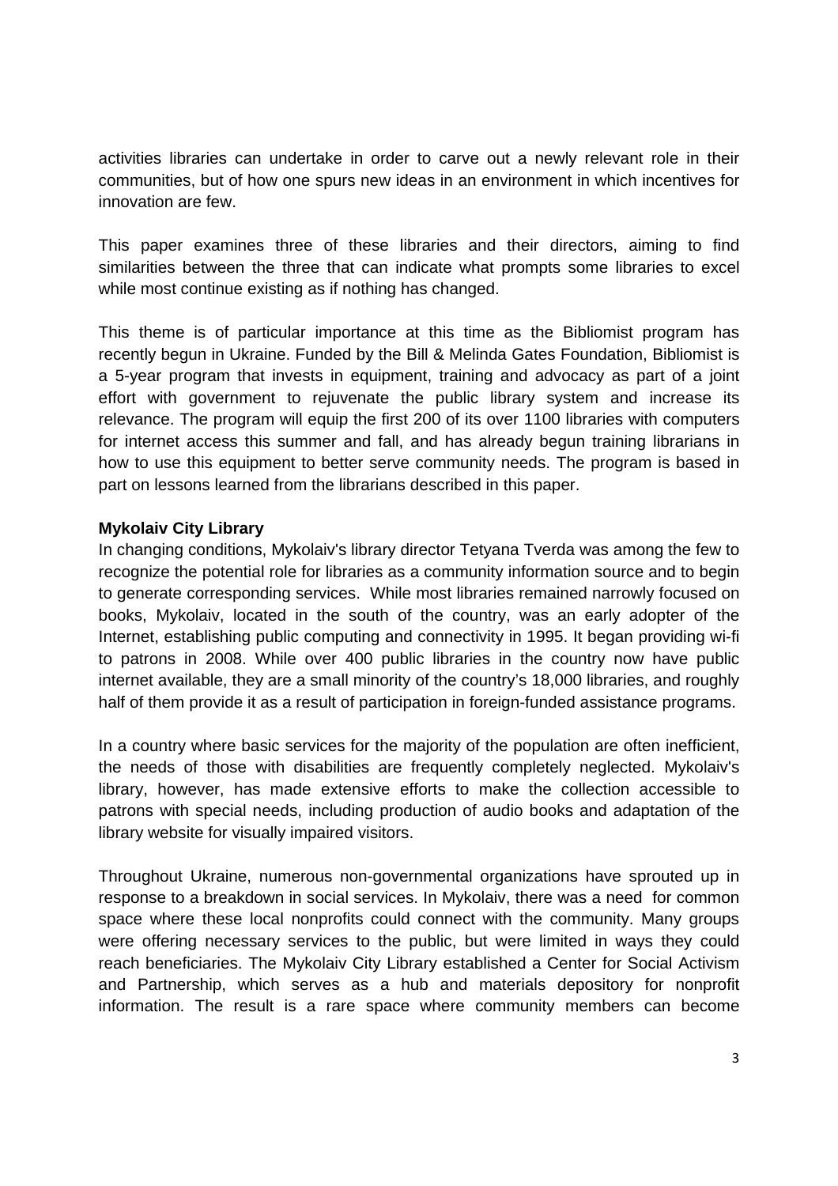activities libraries can undertake in order to carve out a newly relevant role in their communities, but of how one spurs new ideas in an environment in which incentives for innovation are few.

This paper examines three of these libraries and their directors, aiming to find similarities between the three that can indicate what prompts some libraries to excel while most continue existing as if nothing has changed.

This theme is of particular importance at this time as the Bibliomist program has recently begun in Ukraine. Funded by the Bill & Melinda Gates Foundation, Bibliomist is a 5-year program that invests in equipment, training and advocacy as part of a joint effort with government to rejuvenate the public library system and increase its relevance. The program will equip the first 200 of its over 1100 libraries with computers for internet access this summer and fall, and has already begun training librarians in how to use this equipment to better serve community needs. The program is based in part on lessons learned from the librarians described in this paper.

**Mykolaiv City Library**

In changing conditions, Mykolaiv's library director Tetyana Tverda was among the few to recognize the potential role for libraries as a community information source and to begin to generate corresponding services. While most libraries remained narrowly focused on books, Mykolaiv, located in the south of the country, was an early adopter of the Internet, establishing public computing and connectivity in 1995. It began providing wi-fi to patrons in 2008. While over 400 public libraries in the country now have public internet available, they are a small minority of the country's 18,000 libraries, and roughly half of them provide it as a result of participation in foreign-funded assistance programs.

In a country where basic services for the majority of the population are often inefficient, the needs of those with disabilities are frequently completely neglected. Mykolaiv's library, however, has made extensive efforts to make the collection accessible to patrons with special needs, including production of audio books and adaptation of the library website for visually impaired visitors.

Throughout Ukraine, numerous non-governmental organizations have sprouted up in response to a breakdown in social services. In Mykolaiv, there was a need for common space where these local nonprofits could connect with the community. Many groups were offering necessary services to the public, but were limited in ways they could reach beneficiaries. The Mykolaiv City Library established a Center for Social Activism and Partnership, which serves as a hub and materials depository for nonprofit information. The result is a rare space where community members can become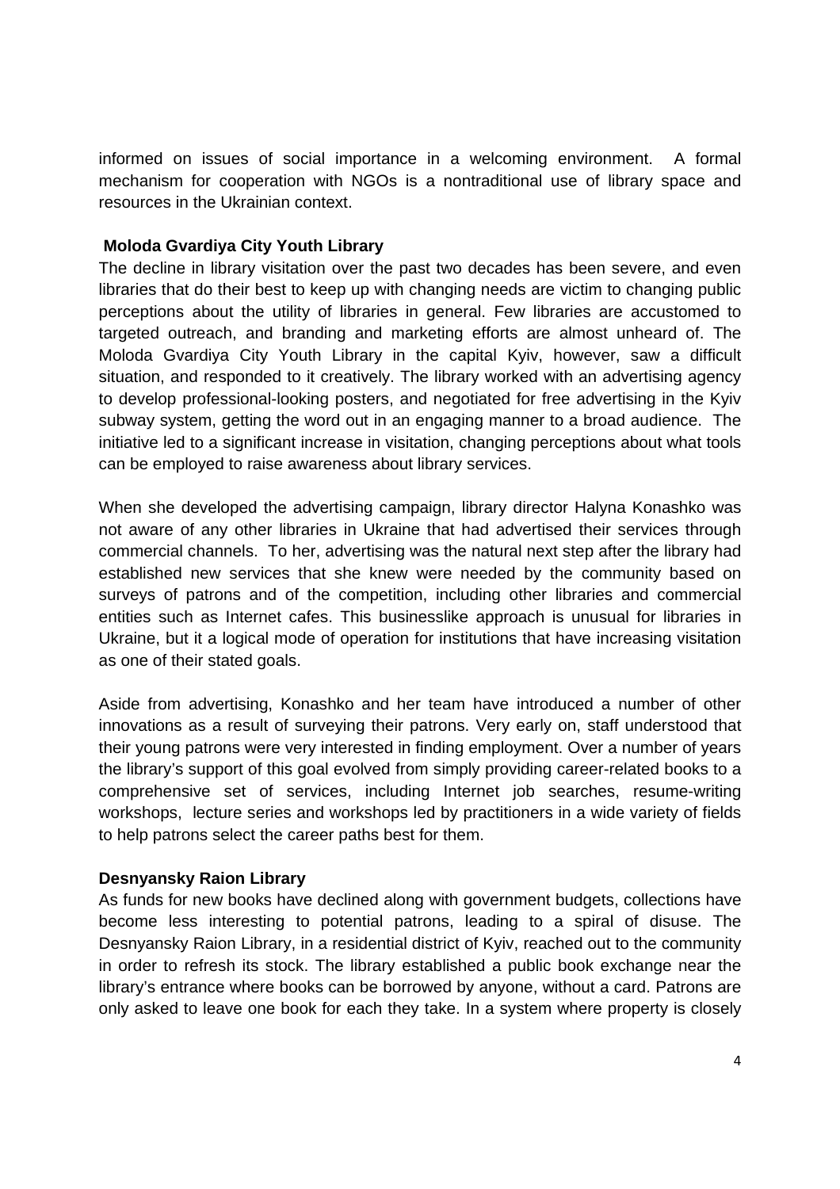informed on issues of social importance in a welcoming environment. A formal mechanism for cooperation with NGOs is a nontraditional use of library space and resources in the Ukrainian context.

**Moloda Gvardiya City Youth Library**

The decline in library visitation over the past two decades has been severe, and even libraries that do their best to keep up with changing needs are victim to changing public perceptions about the utility of libraries in general. Few libraries are accustomed to targeted outreach, and branding and marketing efforts are almost unheard of. The Moloda Gvardiya City Youth Library in the capital Kyiv, however, saw a difficult situation, and responded to it creatively. The library worked with an advertising agency to develop professional-looking posters, and negotiated for free advertising in the Kyiv subway system, getting the word out in an engaging manner to a broad audience. The initiative led to a significant increase in visitation, changing perceptions about what tools can be employed to raise awareness about library services.

When she developed the advertising campaign, library director Halyna Konashko was not aware of any other libraries in Ukraine that had advertised their services through commercial channels. To her, advertising was the natural next step after the library had established new services that she knew were needed by the community based on surveys of patrons and of the competition, including other libraries and commercial entities such as Internet cafes. This businesslike approach is unusual for libraries in Ukraine, but it a logical mode of operation for institutions that have increasing visitation as one of their stated goals.

Aside from advertising, Konashko and her team have introduced a number of other innovations as a result of surveying their patrons. Very early on, staff understood that their young patrons were very interested in finding employment. Over a number of years the library's support of this goal evolved from simply providing career-related books to a comprehensive set of services, including Internet job searches, resume-writing workshops, lecture series and workshops led by practitioners in a wide variety of fields to help patrons select the career paths best for them.

**Desnyansky Raion Library**

As funds for new books have declined along with government budgets, collections have become less interesting to potential patrons, leading to a spiral of disuse. The Desnyansky Raion Library, in a residential district of Kyiv, reached out to the community in order to refresh its stock. The library established a public book exchange near the library's entrance where books can be borrowed by anyone, without a card. Patrons are only asked to leave one book for each they take. In a system where property is closely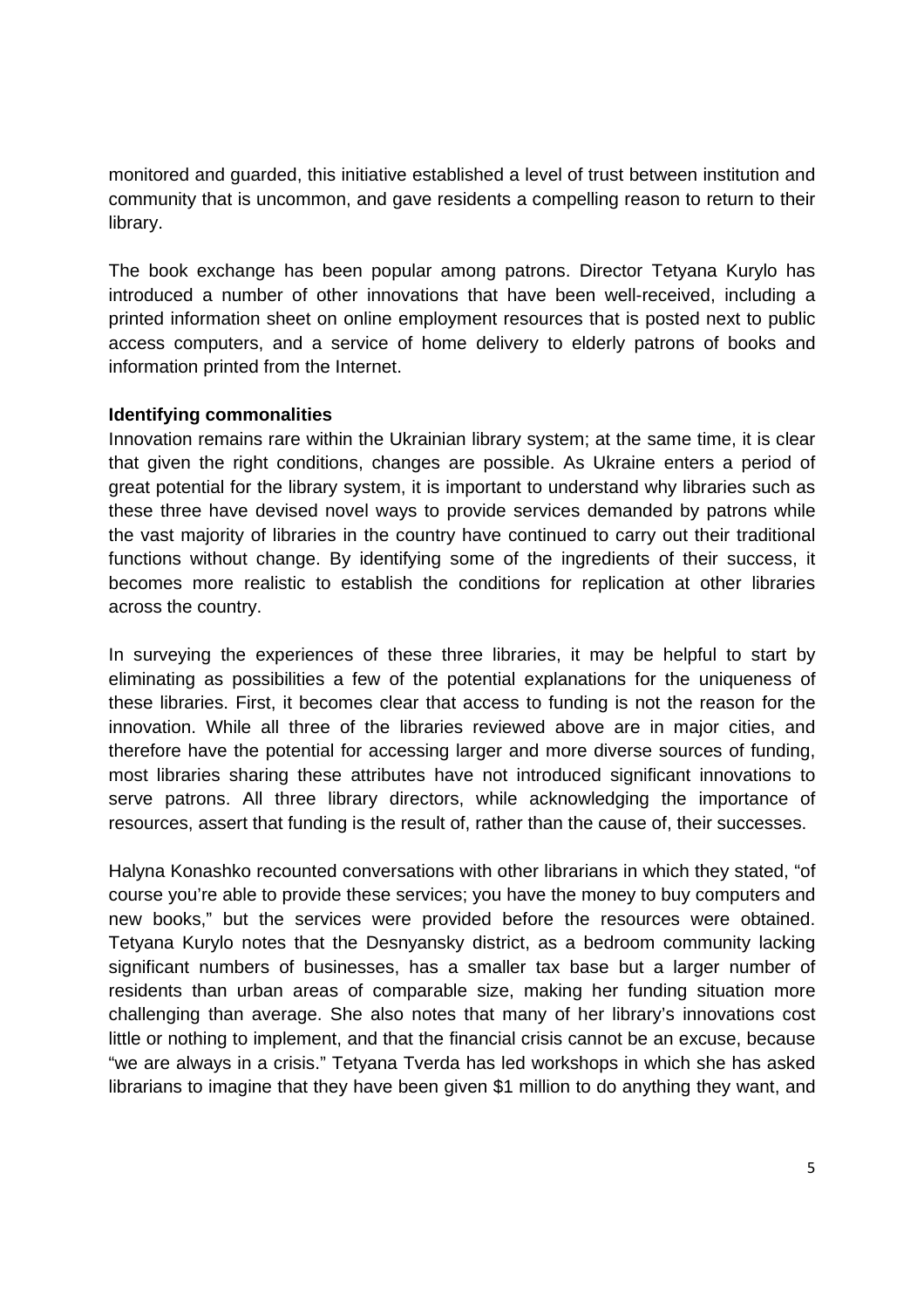monitored and guarded, this initiative established a level of trust between institution and community that is uncommon, and gave residents a compelling reason to return to their library.

The book exchange has been popular among patrons. Director Tetyana Kurylo has introduced a number of other innovations that have been well-received, including a printed information sheet on online employment resources that is posted next to public access computers, and a service of home delivery to elderly patrons of books and information printed from the Internet.

**Identifying commonalities**

Innovation remains rare within the Ukrainian library system; at the same time, it is clear that given the right conditions, changes are possible. As Ukraine enters a period of great potential for the library system, it is important to understand why libraries such as these three have devised novel ways to provide services demanded by patrons while the vast majority of libraries in the country have continued to carry out their traditional functions without change. By identifying some of the ingredients of their success, it becomes more realistic to establish the conditions for replication at other libraries across the country.

In surveying the experiences of these three libraries, it may be helpful to start by eliminating as possibilities a few of the potential explanations for the uniqueness of these libraries. First, it becomes clear that access to funding is not the reason for the innovation. While all three of the libraries reviewed above are in major cities, and therefore have the potential for accessing larger and more diverse sources of funding, most libraries sharing these attributes have not introduced significant innovations to serve patrons. All three library directors, while acknowledging the importance of resources, assert that funding is the result of, rather than the cause of, their successes.

Halyna Konashko recounted conversations with other librarians in which they stated, "of course you're able to provide these services; you have the money to buy computers and new books," but the services were provided before the resources were obtained. Tetyana Kurylo notes that the Desnyansky district, as a bedroom community lacking significant numbers of businesses, has a smaller tax base but a larger number of residents than urban areas of comparable size, making her funding situation more challenging than average. She also notes that many of her library's innovations cost little or nothing to implement, and that the financial crisis cannot be an excuse, because "we are always in a crisis." Tetyana Tverda has led workshops in which she has asked librarians to imagine that they have been given $1 million to do anything they want, and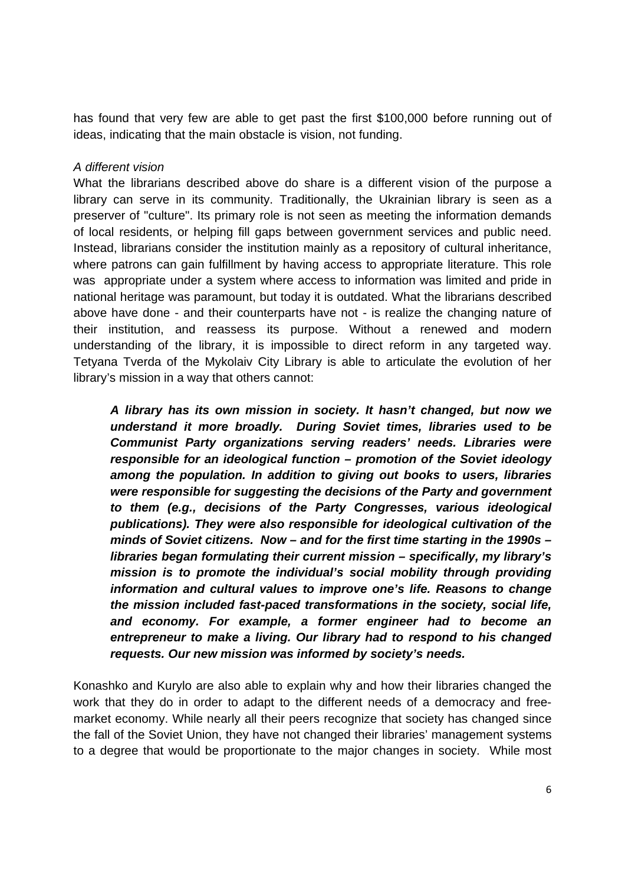has found that very few are able to get past the first $100,000 before running out of ideas, indicating that the main obstacle is vision, not funding.

*A different vision*

What the librarians described above do share is a different vision of the purpose a library can serve in its community. Traditionally, the Ukrainian library is seen as a preserver of "culture". Its primary role is not seen as meeting the information demands of local residents, or helping fill gaps between government services and public need. Instead, librarians consider the institution mainly as a repository of cultural inheritance, where patrons can gain fulfillment by having access to appropriate literature. This role was appropriate under a system where access to information was limited and pride in national heritage was paramount, but today it is outdated. What the librarians described above have done - and their counterparts have not - is realize the changing nature of their institution, and reassess its purpose. Without a renewed and modern understanding of the library, it is impossible to direct reform in any targeted way. Tetyana Tverda of the Mykolaiv City Library is able to articulate the evolution of her library's mission in a way that others cannot:

> ***A library has its own mission in society. It hasn't changed, but now we understand it more broadly. During Soviet times, libraries used to be Communist Party organizations serving readers' needs. Libraries were responsible for an ideological function – promotion of the Soviet ideology among the population. In addition to giving out books to users, libraries were responsible for suggesting the decisions of the Party and government to them (e.g., decisions of the Party Congresses, various ideological publications). They were also responsible for ideological cultivation of the minds of Soviet citizens. Now – and for the first time starting in the 1990s – libraries began formulating their current mission – specifically, my library's mission is to promote the individual's social mobility through providing information and cultural values to improve one's life. Reasons to change the mission included fast-paced transformations in the society, social life, and economy. For example, a former engineer had to become an entrepreneur to make a living. Our library had to respond to his changed requests. Our new mission was informed by society's needs.***

Konashko and Kurylo are also able to explain why and how their libraries changed the work that they do in order to adapt to the different needs of a democracy and free-market economy. While nearly all their peers recognize that society has changed since the fall of the Soviet Union, they have not changed their libraries' management systems to a degree that would be proportionate to the major changes in society. While most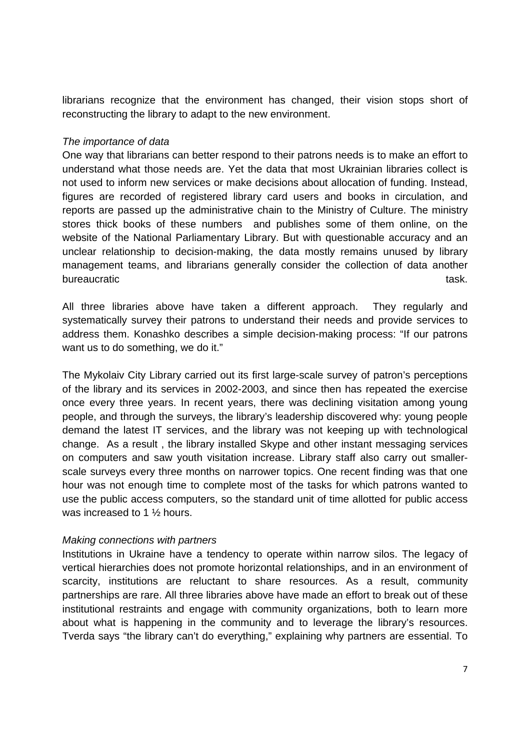librarians recognize that the environment has changed, their vision stops short of reconstructing the library to adapt to the new environment.

*The importance of data*

One way that librarians can better respond to their patrons needs is to make an effort to understand what those needs are. Yet the data that most Ukrainian libraries collect is not used to inform new services or make decisions about allocation of funding. Instead, figures are recorded of registered library card users and books in circulation, and reports are passed up the administrative chain to the Ministry of Culture. The ministry stores thick books of these numbers and publishes some of them online, on the website of the National Parliamentary Library. But with questionable accuracy and an unclear relationship to decision-making, the data mostly remains unused by library management teams, and librarians generally consider the collection of data another bureaucratic task.

All three libraries above have taken a different approach. They regularly and systematically survey their patrons to understand their needs and provide services to address them. Konashko describes a simple decision-making process: "If our patrons want us to do something, we do it."

The Mykolaiv City Library carried out its first large-scale survey of patron's perceptions of the library and its services in 2002-2003, and since then has repeated the exercise once every three years. In recent years, there was declining visitation among young people, and through the surveys, the library's leadership discovered why: young people demand the latest IT services, and the library was not keeping up with technological change. As a result , the library installed Skype and other instant messaging services on computers and saw youth visitation increase. Library staff also carry out smaller-scale surveys every three months on narrower topics. One recent finding was that one hour was not enough time to complete most of the tasks for which patrons wanted to use the public access computers, so the standard unit of time allotted for public access was increased to 1 ½ hours.

*Making connections with partners*

Institutions in Ukraine have a tendency to operate within narrow silos. The legacy of vertical hierarchies does not promote horizontal relationships, and in an environment of scarcity, institutions are reluctant to share resources. As a result, community partnerships are rare. All three libraries above have made an effort to break out of these institutional restraints and engage with community organizations, both to learn more about what is happening in the community and to leverage the library's resources. Tverda says "the library can't do everything," explaining why partners are essential. To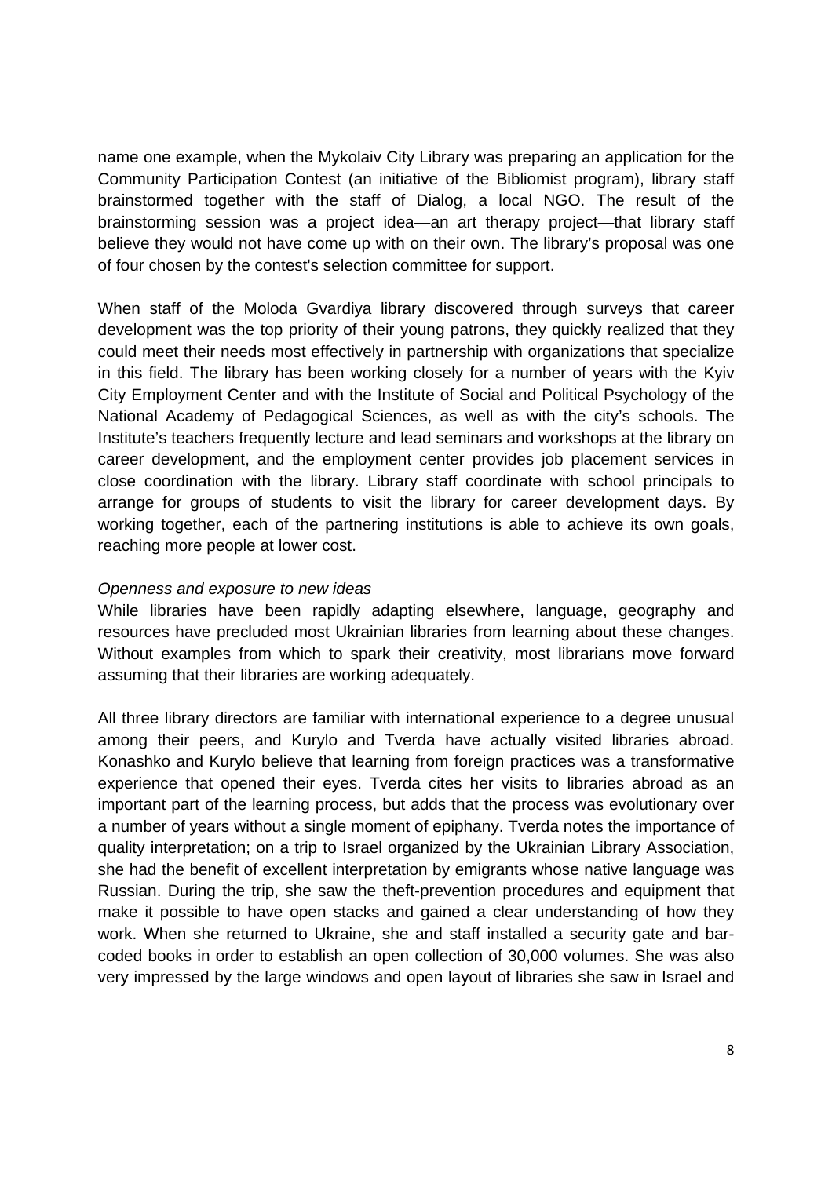name one example, when the Mykolaiv City Library was preparing an application for the Community Participation Contest (an initiative of the Bibliomist program), library staff brainstormed together with the staff of Dialog, a local NGO. The result of the brainstorming session was a project idea—an art therapy project—that library staff believe they would not have come up with on their own. The library's proposal was one of four chosen by the contest's selection committee for support.

When staff of the Moloda Gvardiya library discovered through surveys that career development was the top priority of their young patrons, they quickly realized that they could meet their needs most effectively in partnership with organizations that specialize in this field. The library has been working closely for a number of years with the Kyiv City Employment Center and with the Institute of Social and Political Psychology of the National Academy of Pedagogical Sciences, as well as with the city's schools. The Institute's teachers frequently lecture and lead seminars and workshops at the library on career development, and the employment center provides job placement services in close coordination with the library. Library staff coordinate with school principals to arrange for groups of students to visit the library for career development days. By working together, each of the partnering institutions is able to achieve its own goals, reaching more people at lower cost.

*Openness and exposure to new ideas*

While libraries have been rapidly adapting elsewhere, language, geography and resources have precluded most Ukrainian libraries from learning about these changes. Without examples from which to spark their creativity, most librarians move forward assuming that their libraries are working adequately.

All three library directors are familiar with international experience to a degree unusual among their peers, and Kurylo and Tverda have actually visited libraries abroad. Konashko and Kurylo believe that learning from foreign practices was a transformative experience that opened their eyes. Tverda cites her visits to libraries abroad as an important part of the learning process, but adds that the process was evolutionary over a number of years without a single moment of epiphany. Tverda notes the importance of quality interpretation; on a trip to Israel organized by the Ukrainian Library Association, she had the benefit of excellent interpretation by emigrants whose native language was Russian. During the trip, she saw the theft-prevention procedures and equipment that make it possible to have open stacks and gained a clear understanding of how they work. When she returned to Ukraine, she and staff installed a security gate and bar-coded books in order to establish an open collection of 30,000 volumes. She was also very impressed by the large windows and open layout of libraries she saw in Israel and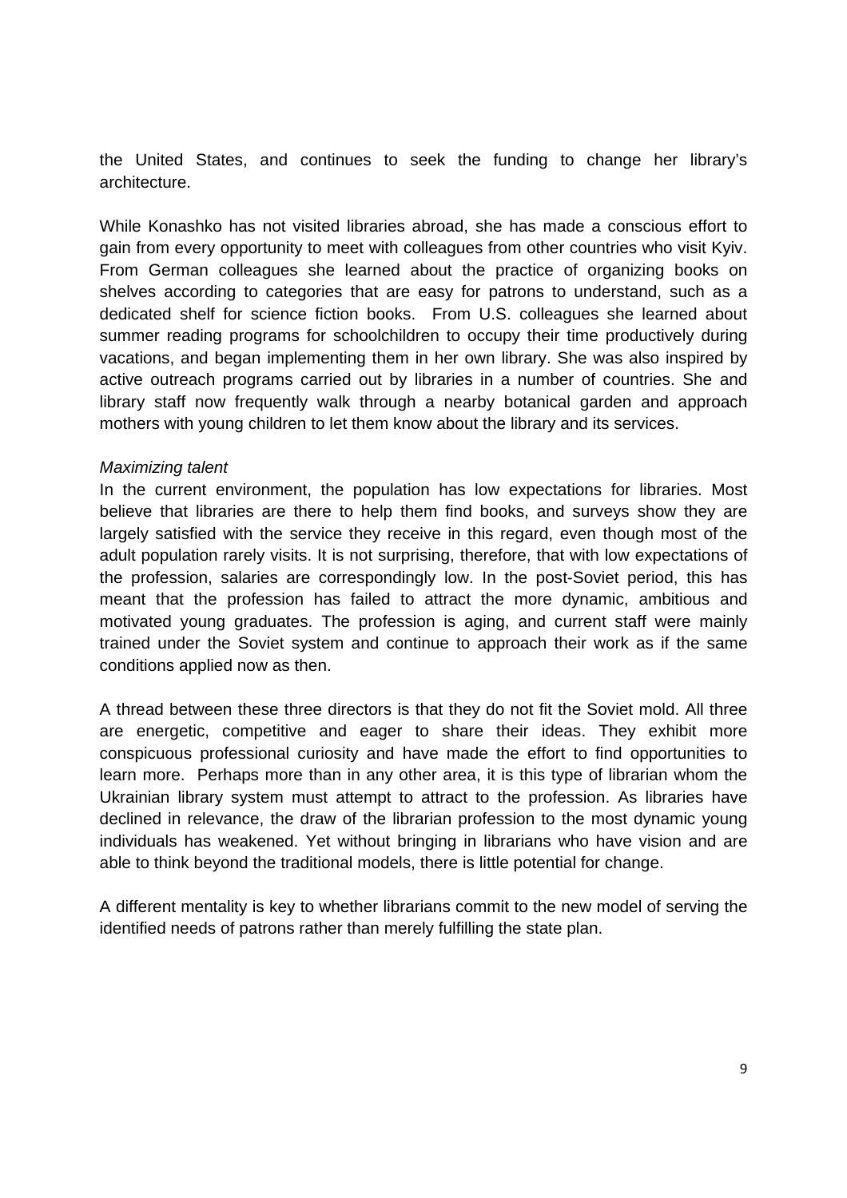the United States, and continues to seek the funding to change her library's architecture.

While Konashko has not visited libraries abroad, she has made a conscious effort to gain from every opportunity to meet with colleagues from other countries who visit Kyiv. From German colleagues she learned about the practice of organizing books on shelves according to categories that are easy for patrons to understand, such as a dedicated shelf for science fiction books. From U.S. colleagues she learned about summer reading programs for schoolchildren to occupy their time productively during vacations, and began implementing them in her own library. She was also inspired by active outreach programs carried out by libraries in a number of countries. She and library staff now frequently walk through a nearby botanical garden and approach mothers with young children to let them know about the library and its services.

*Maximizing talent*

In the current environment, the population has low expectations for libraries. Most believe that libraries are there to help them find books, and surveys show they are largely satisfied with the service they receive in this regard, even though most of the adult population rarely visits. It is not surprising, therefore, that with low expectations of the profession, salaries are correspondingly low. In the post-Soviet period, this has meant that the profession has failed to attract the more dynamic, ambitious and motivated young graduates. The profession is aging, and current staff were mainly trained under the Soviet system and continue to approach their work as if the same conditions applied now as then.

A thread between these three directors is that they do not fit the Soviet mold. All three are energetic, competitive and eager to share their ideas. They exhibit more conspicuous professional curiosity and have made the effort to find opportunities to learn more. Perhaps more than in any other area, it is this type of librarian whom the Ukrainian library system must attempt to attract to the profession. As libraries have declined in relevance, the draw of the librarian profession to the most dynamic young individuals has weakened. Yet without bringing in librarians who have vision and are able to think beyond the traditional models, there is little potential for change.

A different mentality is key to whether librarians commit to the new model of serving the identified needs of patrons rather than merely fulfilling the state plan.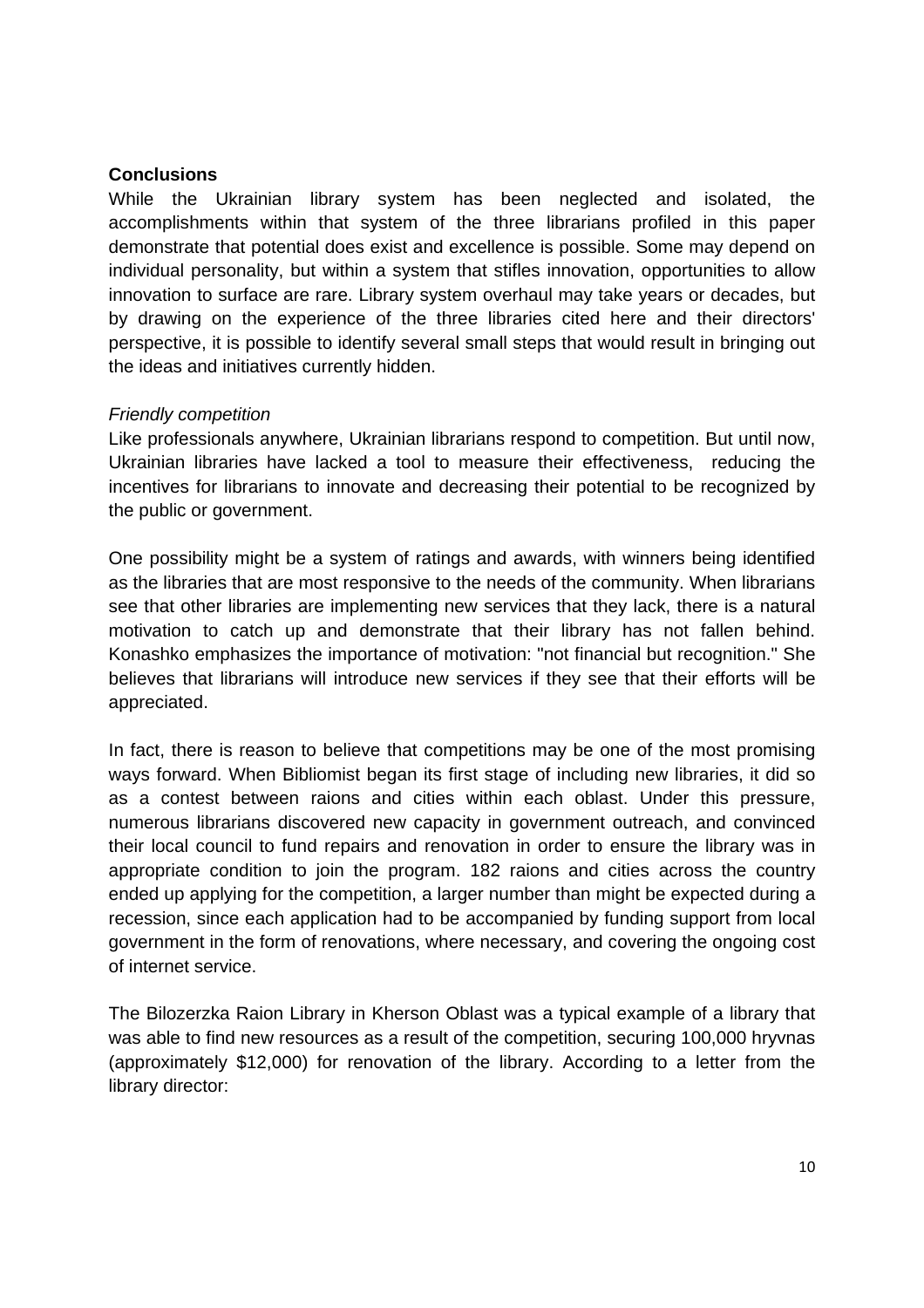## Conclusions

While the Ukrainian library system has been neglected and isolated, the accomplishments within that system of the three librarians profiled in this paper demonstrate that potential does exist and excellence is possible. Some may depend on individual personality, but within a system that stifles innovation, opportunities to allow innovation to surface are rare. Library system overhaul may take years or decades, but by drawing on the experience of the three libraries cited here and their directors' perspective, it is possible to identify several small steps that would result in bringing out the ideas and initiatives currently hidden.

*Friendly competition*

Like professionals anywhere, Ukrainian librarians respond to competition. But until now, Ukrainian libraries have lacked a tool to measure their effectiveness, reducing the incentives for librarians to innovate and decreasing their potential to be recognized by the public or government.

One possibility might be a system of ratings and awards, with winners being identified as the libraries that are most responsive to the needs of the community. When librarians see that other libraries are implementing new services that they lack, there is a natural motivation to catch up and demonstrate that their library has not fallen behind. Konashko emphasizes the importance of motivation: "not financial but recognition." She believes that librarians will introduce new services if they see that their efforts will be appreciated.

In fact, there is reason to believe that competitions may be one of the most promising ways forward. When Bibliomist began its first stage of including new libraries, it did so as a contest between raions and cities within each oblast. Under this pressure, numerous librarians discovered new capacity in government outreach, and convinced their local council to fund repairs and renovation in order to ensure the library was in appropriate condition to join the program. 182 raions and cities across the country ended up applying for the competition, a larger number than might be expected during a recession, since each application had to be accompanied by funding support from local government in the form of renovations, where necessary, and covering the ongoing cost of internet service.

The Bilozerzka Raion Library in Kherson Oblast was a typical example of a library that was able to find new resources as a result of the competition, securing 100,000 hryvnas (approximately $12,000) for renovation of the library. According to a letter from the library director: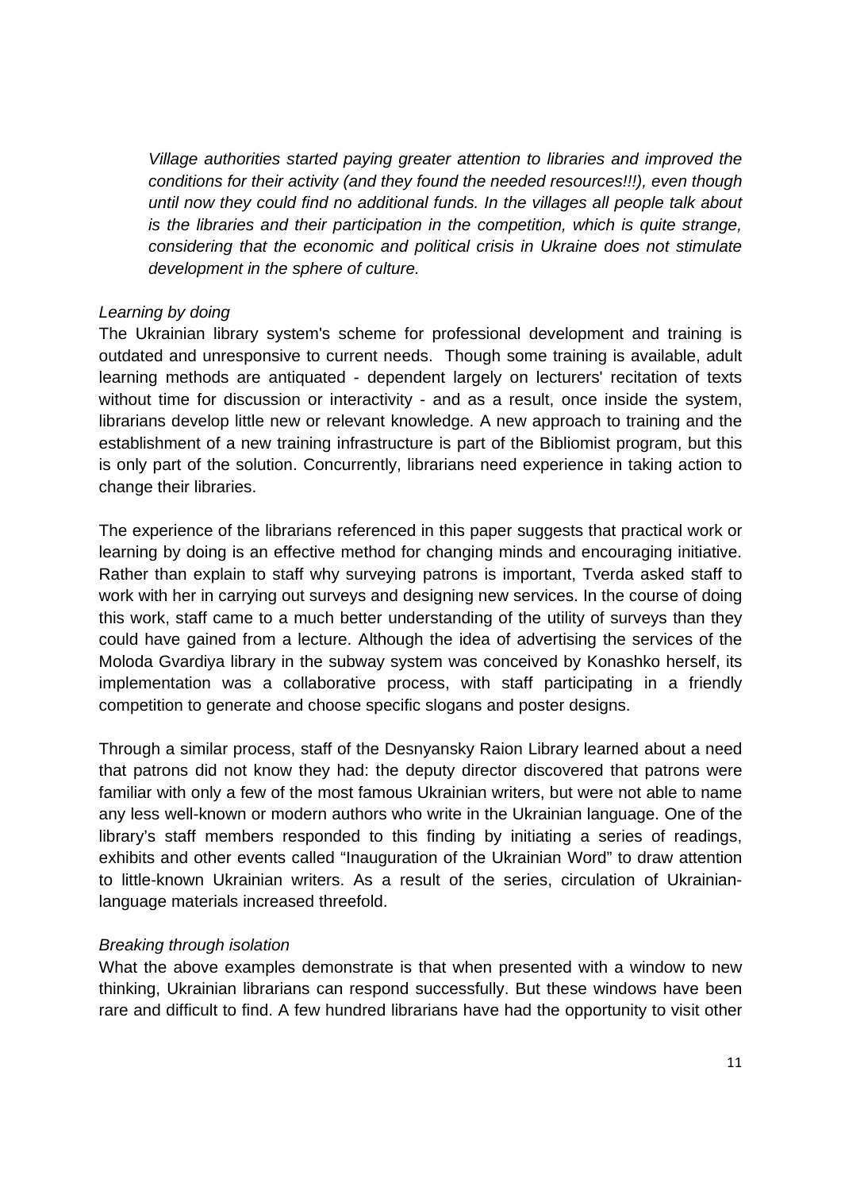*Village authorities started paying greater attention to libraries and improved the conditions for their activity (and they found the needed resources!!!), even though until now they could find no additional funds. In the villages all people talk about is the libraries and their participation in the competition, which is quite strange, considering that the economic and political crisis in Ukraine does not stimulate development in the sphere of culture.*

*Learning by doing*

The Ukrainian library system's scheme for professional development and training is outdated and unresponsive to current needs. Though some training is available, adult learning methods are antiquated - dependent largely on lecturers' recitation of texts without time for discussion or interactivity - and as a result, once inside the system, librarians develop little new or relevant knowledge. A new approach to training and the establishment of a new training infrastructure is part of the Bibliomist program, but this is only part of the solution. Concurrently, librarians need experience in taking action to change their libraries.

The experience of the librarians referenced in this paper suggests that practical work or learning by doing is an effective method for changing minds and encouraging initiative. Rather than explain to staff why surveying patrons is important, Tverda asked staff to work with her in carrying out surveys and designing new services. In the course of doing this work, staff came to a much better understanding of the utility of surveys than they could have gained from a lecture. Although the idea of advertising the services of the Moloda Gvardiya library in the subway system was conceived by Konashko herself, its implementation was a collaborative process, with staff participating in a friendly competition to generate and choose specific slogans and poster designs.

Through a similar process, staff of the Desnyansky Raion Library learned about a need that patrons did not know they had: the deputy director discovered that patrons were familiar with only a few of the most famous Ukrainian writers, but were not able to name any less well-known or modern authors who write in the Ukrainian language. One of the library's staff members responded to this finding by initiating a series of readings, exhibits and other events called "Inauguration of the Ukrainian Word" to draw attention to little-known Ukrainian writers. As a result of the series, circulation of Ukrainian-language materials increased threefold.

*Breaking through isolation*

What the above examples demonstrate is that when presented with a window to new thinking, Ukrainian librarians can respond successfully. But these windows have been rare and difficult to find. A few hundred librarians have had the opportunity to visit other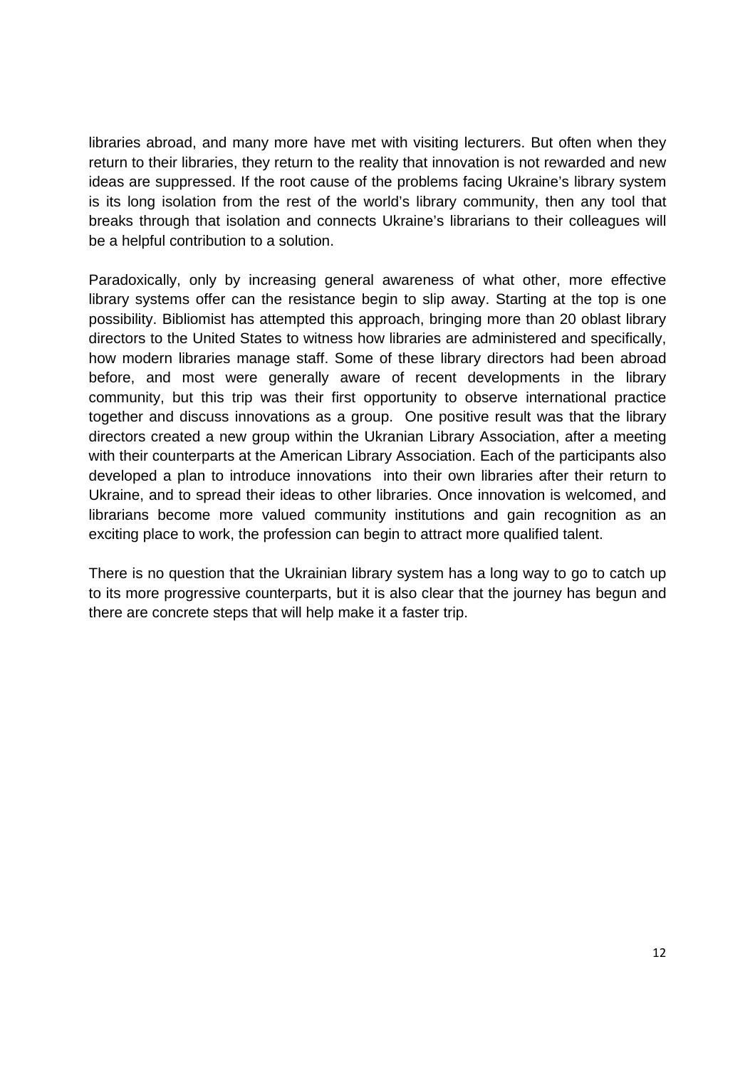libraries abroad, and many more have met with visiting lecturers. But often when they return to their libraries, they return to the reality that innovation is not rewarded and new ideas are suppressed. If the root cause of the problems facing Ukraine's library system is its long isolation from the rest of the world's library community, then any tool that breaks through that isolation and connects Ukraine's librarians to their colleagues will be a helpful contribution to a solution.

Paradoxically, only by increasing general awareness of what other, more effective library systems offer can the resistance begin to slip away. Starting at the top is one possibility. Bibliomist has attempted this approach, bringing more than 20 oblast library directors to the United States to witness how libraries are administered and specifically, how modern libraries manage staff. Some of these library directors had been abroad before, and most were generally aware of recent developments in the library community, but this trip was their first opportunity to observe international practice together and discuss innovations as a group. One positive result was that the library directors created a new group within the Ukranian Library Association, after a meeting with their counterparts at the American Library Association. Each of the participants also developed a plan to introduce innovations into their own libraries after their return to Ukraine, and to spread their ideas to other libraries. Once innovation is welcomed, and librarians become more valued community institutions and gain recognition as an exciting place to work, the profession can begin to attract more qualified talent.

There is no question that the Ukrainian library system has a long way to go to catch up to its more progressive counterparts, but it is also clear that the journey has begun and there are concrete steps that will help make it a faster trip.